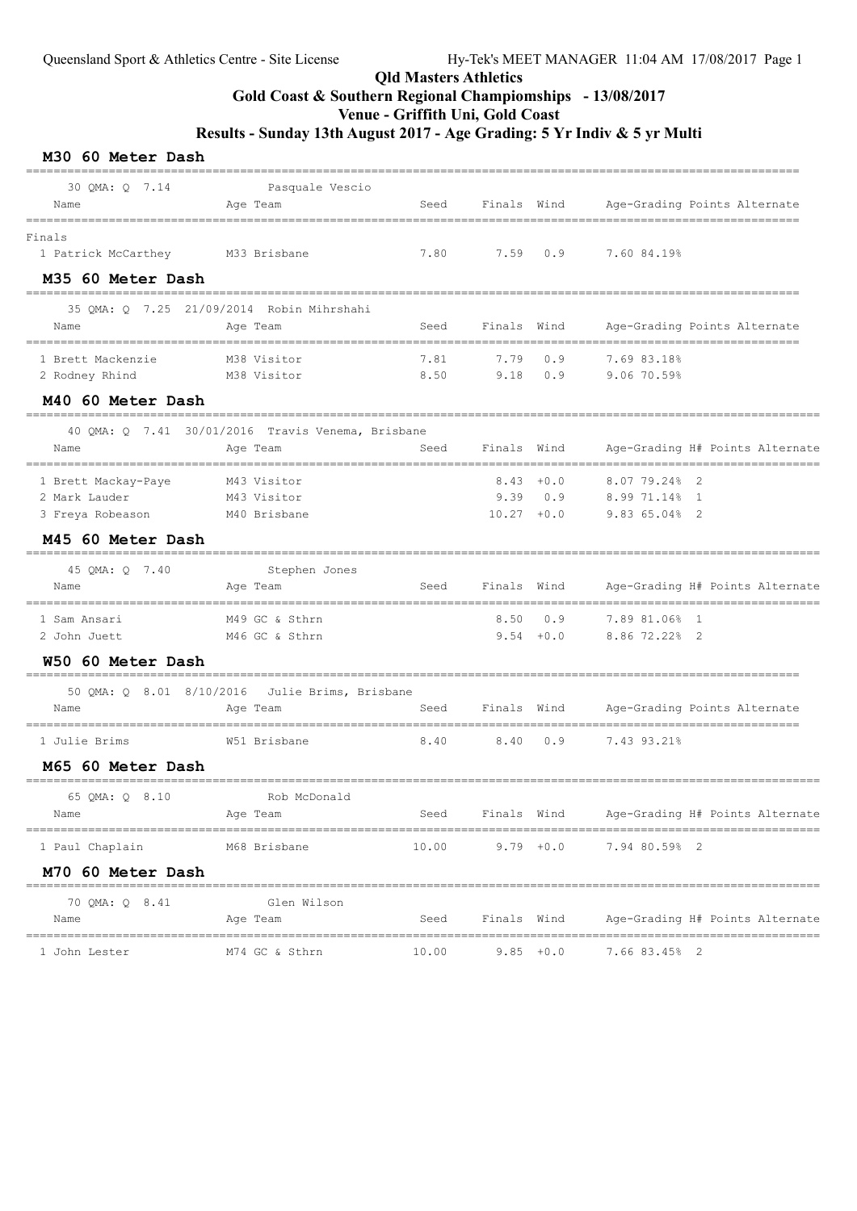# Qld Masters Athletics

## Gold Coast & Southern Regional Champiomships - 13/08/2017

## Venue - Griffith Uni, Gold Coast

## Results - Sunday 13th August 2017 - Age Grading: 5 Yr Indiv & 5 yr Multi

### M30 60 Meter Dash

30 QMA: Q 7.14 Pasquale Vescio

| Name | Age | Team | Seed | Finals | Wind | Age-Grading | Points | Alternate |
|---|---|---|---|---|---|---|---|---|
| **Finals** | | | | | | | | |
| 1 Patrick McCarthey | M33 | Brisbane | 7.80 | 7.59 | 0.9 | 7.60 84.19% | | |

### M35 60 Meter Dash

35 QMA: Q 7.25 21/09/2014 Robin Mihrshahi

| Name | Age | Team | Seed | Finals | Wind | Age-Grading | Points | Alternate |
|---|---|---|---|---|---|---|---|---|
| 1 Brett Mackenzie | M38 | Visitor | 7.81 | 7.79 | 0.9 | 7.69 83.18% | | |
| 2 Rodney Rhind | M38 | Visitor | 8.50 | 9.18 | 0.9 | 9.06 70.59% | | |

### M40 60 Meter Dash

40 QMA: Q 7.41 30/01/2016 Travis Venema, Brisbane

| Name | Age | Team | Seed | Finals | Wind | Age-Grading | H# | Points | Alternate |
|---|---|---|---|---|---|---|---|---|---|
| 1 Brett Mackay-Paye | M43 | Visitor | | 8.43 | +0.0 | 8.07 79.24% | 2 | | |
| 2 Mark Lauder | M43 | Visitor | | 9.39 | 0.9 | 8.99 71.14% | 1 | | |
| 3 Freya Robeason | M40 | Brisbane | | 10.27 | +0.0 | 9.83 65.04% | 2 | | |

### M45 60 Meter Dash

45 QMA: Q 7.40 Stephen Jones

| Name | Age | Team | Seed | Finals | Wind | Age-Grading | H# | Points | Alternate |
|---|---|---|---|---|---|---|---|---|---|
| 1 Sam Ansari | M49 | GC & Sthrn | | 8.50 | 0.9 | 7.89 81.06% | 1 | | |
| 2 John Juett | M46 | GC & Sthrn | | 9.54 | +0.0 | 8.86 72.22% | 2 | | |

### W50 60 Meter Dash

50 QMA: Q 8.01 8/10/2016 Julie Brims, Brisbane

| Name | Age | Team | Seed | Finals | Wind | Age-Grading | Points | Alternate |
|---|---|---|---|---|---|---|---|---|
| 1 Julie Brims | W51 | Brisbane | 8.40 | 8.40 | 0.9 | 7.43 93.21% | | |

### M65 60 Meter Dash

65 QMA: Q 8.10 Rob McDonald

| Name | Age | Team | Seed | Finals | Wind | Age-Grading | H# | Points | Alternate |
|---|---|---|---|---|---|---|---|---|---|
| 1 Paul Chaplain | M68 | Brisbane | 10.00 | 9.79 | +0.0 | 7.94 80.59% | 2 | | |

### M70 60 Meter Dash

70 QMA: Q 8.41 Glen Wilson

| Name | Age | Team | Seed | Finals | Wind | Age-Grading | H# | Points | Alternate |
|---|---|---|---|---|---|---|---|---|---|
| 1 John Lester | M74 | GC & Sthrn | 10.00 | 9.85 | +0.0 | 7.66 83.45% | 2 | | |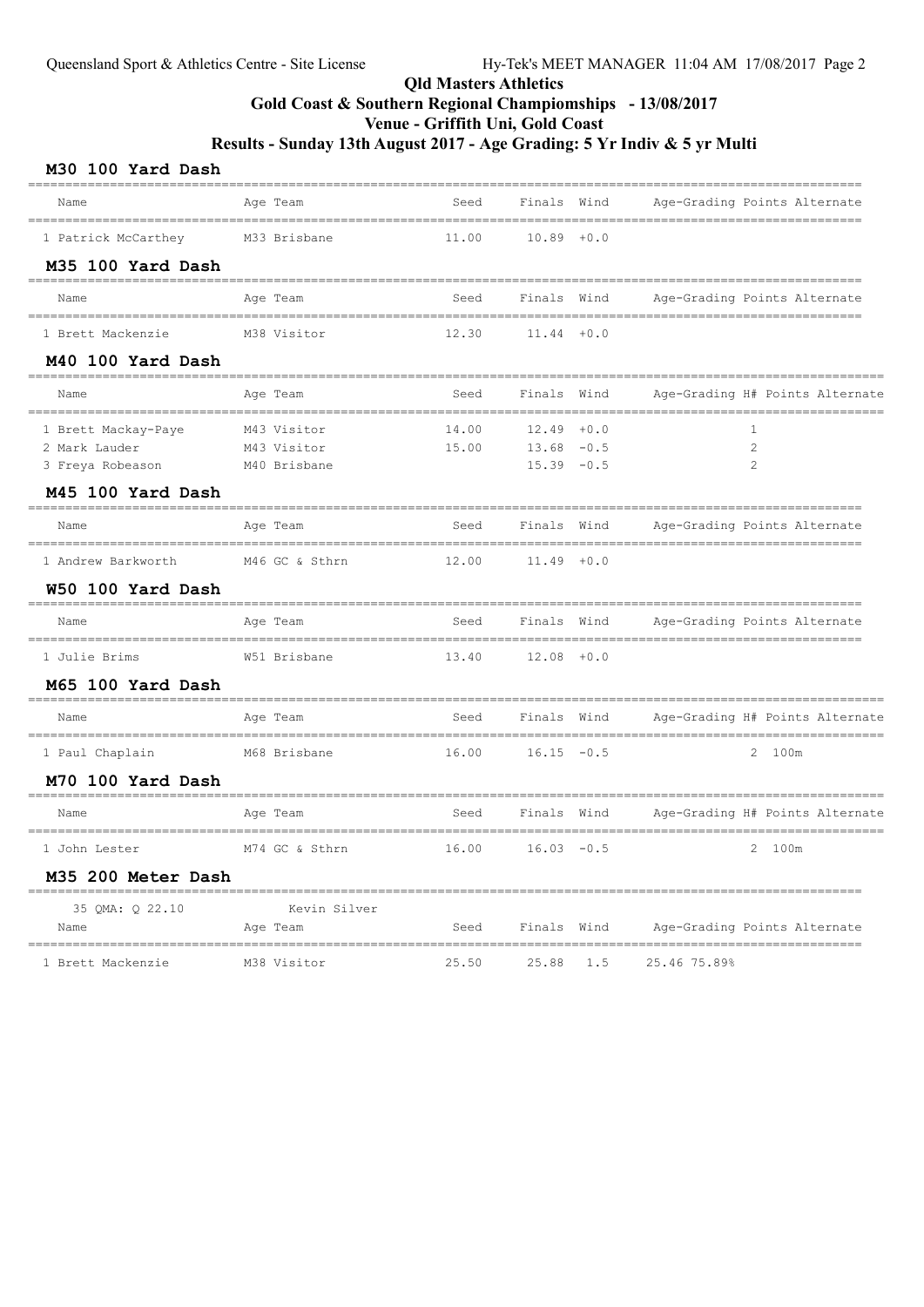Queensland Sport & Athletics Centre - Site License Hy-Tek's MEET MANAGER 11:04 AM 17/08/2017

# Qld Masters Athletics

## Gold Coast & Southern Regional Champiomships - 13/08/2017

## Venue - Griffith Uni, Gold Coast

## Results - Sunday 13th August 2017 - Age Grading: 5 Yr Indiv & 5 yr Multi

### M30 100 Yard Dash

| Name | Age | Team | Seed | Finals | Wind | Age-Grading | Points | Alternate |
|---|---|---|---|---|---|---|---|---|
| 1 Patrick McCarthey | M33 | Brisbane | 11.00 | 10.89 | +0.0 | | | |

### M35 100 Yard Dash

| Name | Age | Team | Seed | Finals | Wind | Age-Grading | Points | Alternate |
|---|---|---|---|---|---|---|---|---|
| 1 Brett Mackenzie | M38 | Visitor | 12.30 | 11.44 | +0.0 | | | |

### M40 100 Yard Dash

| Name | Age | Team | Seed | Finals | Wind | Age-Grading | H# | Points | Alternate |
|---|---|---|---|---|---|---|---|---|---|
| 1 Brett Mackay-Paye | M43 | Visitor | 14.00 | 12.49 | +0.0 | | 1 | | |
| 2 Mark Lauder | M43 | Visitor | 15.00 | 13.68 | -0.5 | | 2 | | |
| 3 Freya Robeason | M40 | Brisbane | | 15.39 | -0.5 | | 2 | | |

### M45 100 Yard Dash

| Name | Age | Team | Seed | Finals | Wind | Age-Grading | Points | Alternate |
|---|---|---|---|---|---|---|---|---|
| 1 Andrew Barkworth | M46 | GC & Sthrn | 12.00 | 11.49 | +0.0 | | | |

### W50 100 Yard Dash

| Name | Age | Team | Seed | Finals | Wind | Age-Grading | Points | Alternate |
|---|---|---|---|---|---|---|---|---|
| 1 Julie Brims | W51 | Brisbane | 13.40 | 12.08 | +0.0 | | | |

### M65 100 Yard Dash

| Name | Age | Team | Seed | Finals | Wind | Age-Grading | H# | Points | Alternate |
|---|---|---|---|---|---|---|---|---|---|
| 1 Paul Chaplain | M68 | Brisbane | 16.00 | 16.15 | -0.5 | | 2 | | 100m |

### M70 100 Yard Dash

| Name | Age | Team | Seed | Finals | Wind | Age-Grading | H# | Points | Alternate |
|---|---|---|---|---|---|---|---|---|---|
| 1 John Lester | M74 | GC & Sthrn | 16.00 | 16.03 | -0.5 | | 2 | | 100m |

### M35 200 Meter Dash

35 QMA: Q 22.10 Kevin Silver

| Name | Age | Team | Seed | Finals | Wind | Age-Grading | Points | Alternate |
|---|---|---|---|---|---|---|---|---|
| 1 Brett Mackenzie | M38 | Visitor | 25.50 | 25.88 | 1.5 | 25.46 75.89% | | |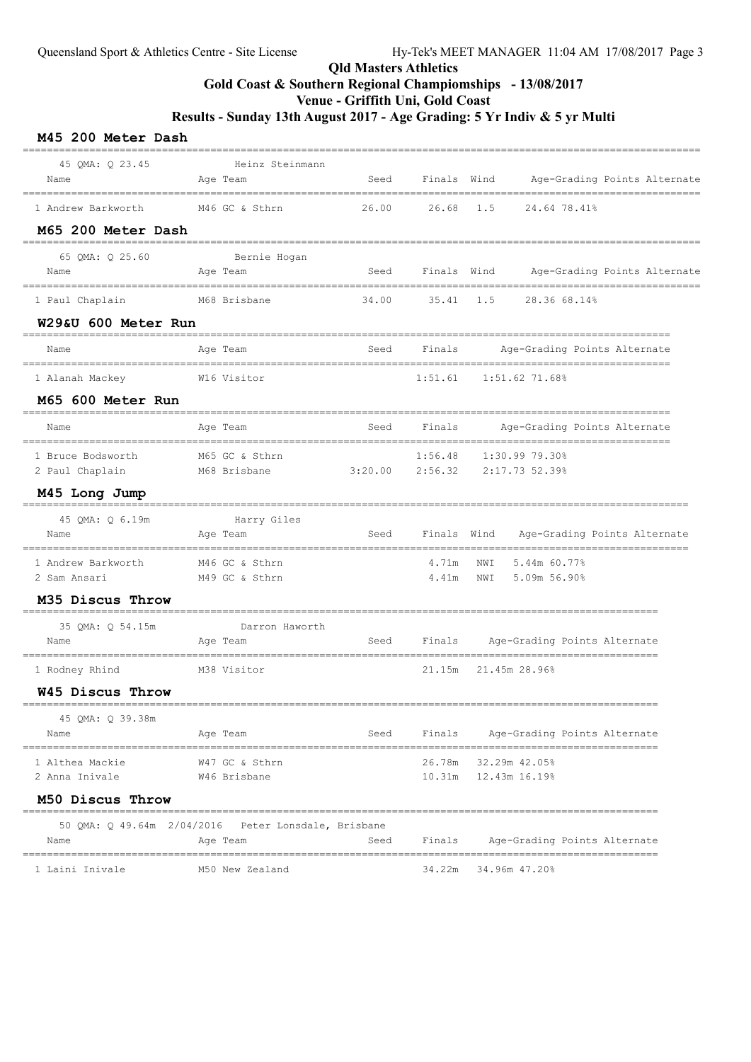Qld Masters Athletics

Gold Coast & Southern Regional Champiomships - 13/08/2017

Venue - Griffith Uni, Gold Coast

Results - Sunday 13th August 2017 - Age Grading: 5 Yr Indiv & 5 yr Multi

### M45 200 Meter Dash

45 QMA: Q 23.45 Heinz Steinmann

| Name | Age | Team | Seed | Finals | Wind | Age-Grading | Points | Alternate |
|---|---|---|---|---|---|---|---|---|
| 1 Andrew Barkworth | M46 | GC & Sthrn | 26.00 | 26.68 | 1.5 | 24.64 78.41% | | |

### M65 200 Meter Dash

65 QMA: Q 25.60 Bernie Hogan

| Name | Age | Team | Seed | Finals | Wind | Age-Grading | Points | Alternate |
|---|---|---|---|---|---|---|---|---|
| 1 Paul Chaplain | M68 | Brisbane | 34.00 | 35.41 | 1.5 | 28.36 68.14% | | |

### W29&U 600 Meter Run

| Name | Age | Team | Seed | Finals | Age-Grading | Points | Alternate |
|---|---|---|---|---|---|---|---|
| 1 Alanah Mackey | W16 | Visitor | | 1:51.61 | 1:51.62 71.68% | | |

### M65 600 Meter Run

| Name | Age | Team | Seed | Finals | Age-Grading | Points | Alternate |
|---|---|---|---|---|---|---|---|
| 1 Bruce Bodsworth | M65 | GC & Sthrn | | 1:56.48 | 1:30.99 79.30% | | |
| 2 Paul Chaplain | M68 | Brisbane | 3:20.00 | 2:56.32 | 2:17.73 52.39% | | |

### M45 Long Jump

45 QMA: Q 6.19m Harry Giles

| Name | Age | Team | Seed | Finals | Wind | Age-Grading | Points | Alternate |
|---|---|---|---|---|---|---|---|---|
| 1 Andrew Barkworth | M46 | GC & Sthrn | | 4.71m | NWI | 5.44m 60.77% | | |
| 2 | M49 | GC & Sthrn | | 4.41m | NWI | 5.09m 56.90% | | |

### M35 Discus Throw

35 QMA: Q 54.15m Darron Haworth

| Name | Age | Team | Seed | Finals | Age-Grading | Points | Alternate |
|---|---|---|---|---|---|---|---|
| 1 Rodney Rhind | M38 | Visitor | | 21.15m | 21.45m 28.96% | | |

### W45 Discus Throw

45 QMA: Q 39.38m

| Name | Age | Team | Seed | Finals | Age-Grading | Points | Alternate |
|---|---|---|---|---|---|---|---|
| 1 Althea Mackie | W47 | GC & Sthrn | | 26.78m | 32.29m 42.05% | | |
| 2 Anna Inivale | W46 | Brisbane | | 10.31m | 12.43m 16.19% | | |

### M50 Discus Throw

50 QMA: Q 49.64m 2/04/2016 Peter Lonsdale, Brisbane

| Name | Age | Team | Seed | Finals | Age-Grading | Points | Alternate |
|---|---|---|---|---|---|---|---|
| 1 Laini Inivale | M50 | New Zealand | | 34.22m | 34.96m 47.20% | | |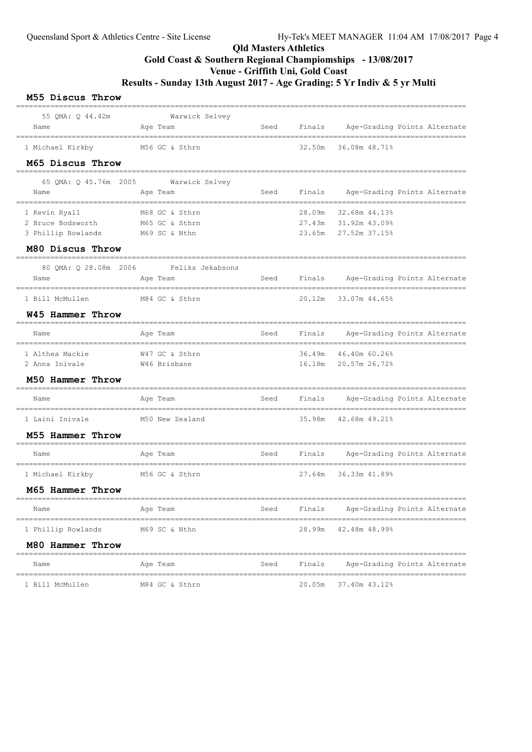# Qld Masters Athletics

## Gold Coast & Southern Regional Champiomships - 13/08/2017

## Venue - Griffith Uni, Gold Coast

## Results - Sunday 13th August 2017 - Age Grading: 5 Yr Indiv & 5 yr Multi

### M55 Discus Throw

55 QMA: Q 44.42m Warwick Selvey

| Name | Age | Team | Seed | Finals | Age-Grading | Points | Alternate |
|---|---|---|---|---|---|---|---|
| 1 Michael Kirkby | M56 | GC & Sthrn | | 32.50m | 36.08m 48.71% | | |

### M65 Discus Throw

65 QMA: Q 45.76m 2005 Warwick Selvey

| Name | Age | Team | Seed | Finals | Age-Grading | Points | Alternate |
|---|---|---|---|---|---|---|---|
| 1 Kevin Ryall | M68 | GC & Sthrn | | 28.09m | 32.68m 44.13% | | |
| 2 Bruce Bodsworth | M65 | GC & Sthrn | | 27.43m | 31.92m 43.09% | | |
| 3 Phillip Rowlands | M69 | SC & Nthn | | 23.65m | 27.52m 37.15% | | |

### M80 Discus Throw

80 QMA: Q 28.08m 2006 Feliks Jekabsons

| Name | Age | Team | Seed | Finals | Age-Grading | Points | Alternate |
|---|---|---|---|---|---|---|---|
| 1 Bill McMullen | M84 | GC & Sthrn | | 20.12m | 33.07m 44.65% | | |

### W45 Hammer Throw

| Name | Age | Team | Seed | Finals | Age-Grading | Points | Alternate |
|---|---|---|---|---|---|---|---|
| 1 Althea Mackie | W47 | GC & Sthrn | | 36.49m | 46.40m 60.26% | | |
| 2 Anna Inivale | W46 | Brisbane | | 16.18m | 20.57m 26.72% | | |

### M50 Hammer Throw

| Name | Age | Team | Seed | Finals | Age-Grading | Points | Alternate |
|---|---|---|---|---|---|---|---|
| 1 Laini Inivale | M50 | New Zealand | | 35.98m | 42.68m 49.21% | | |

### M55 Hammer Throw

| Name | Age | Team | Seed | Finals | Age-Grading | Points | Alternate |
|---|---|---|---|---|---|---|---|
| 1 Michael Kirkby | M56 | GC & Sthrn | | 27.64m | 36.33m 41.89% | | |

### M65 Hammer Throw

| Name | Age | Team | Seed | Finals | Age-Grading | Points | Alternate |
|---|---|---|---|---|---|---|---|
| 1 Phillip Rowlands | M69 | SC & Nthn | | 28.99m | 42.48m 48.99% | | |

### M80 Hammer Throw

| Name | Age | Team | Seed | Finals | Age-Grading | Points | Alternate |
|---|---|---|---|---|---|---|---|
| 1 Bill McMullen | M84 | GC & Sthrn | | 20.05m | 37.40m 43.12% | | |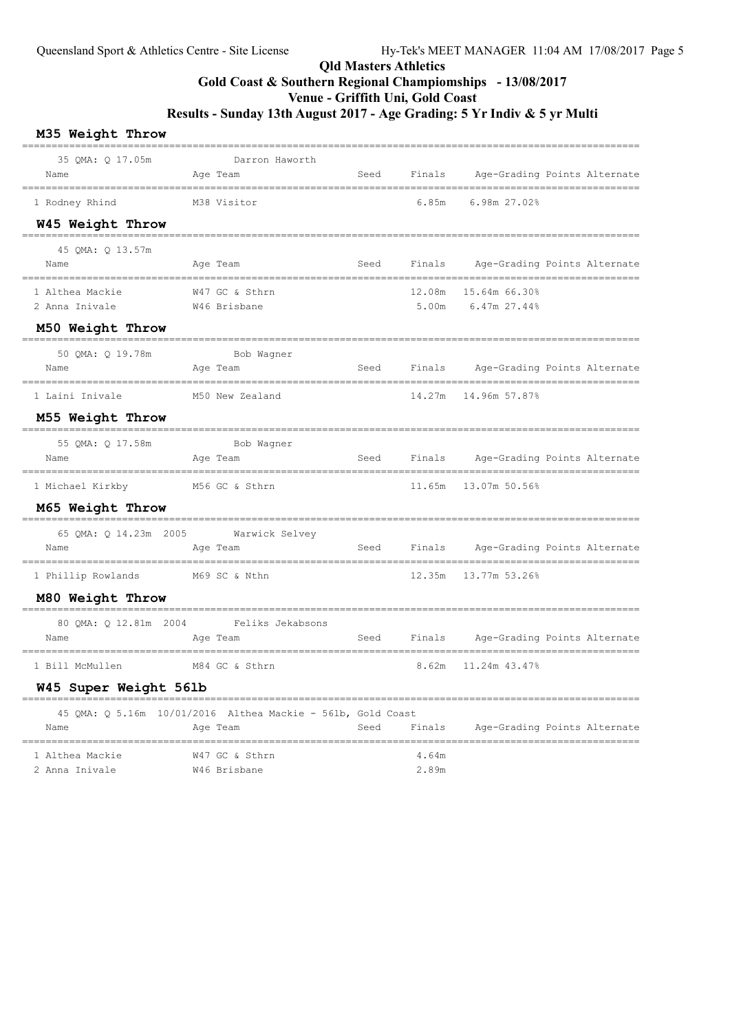# Qld Masters Athletics

## Gold Coast & Southern Regional Champiomships - 13/08/2017

## Venue - Griffith Uni, Gold Coast

## Results - Sunday 13th August 2017 - Age Grading: 5 Yr Indiv & 5 yr Multi

### M35 Weight Throw

35 QMA: Q 17.05m Darron Haworth

| Name | Age | Team | Seed | Finals | Age-Grading | Points | Alternate |
|---|---|---|---|---|---|---|---|
| 1 Rodney Rhind | M38 | Visitor | | 6.85m | 6.98m 27.02% | | |

### W45 Weight Throw

45 QMA: Q 13.57m

| Name | Age | Team | Seed | Finals | Age-Grading | Points | Alternate |
|---|---|---|---|---|---|---|---|
| 1 Althea Mackie | W47 | GC & Sthrn | | 12.08m | 15.64m 66.30% | | |
| 2 Anna Inivale | W46 | Brisbane | | 5.00m | 6.47m 27.44% | | |

### M50 Weight Throw

50 QMA: Q 19.78m Bob Wagner

| Name | Age | Team | Seed | Finals | Age-Grading | Points | Alternate |
|---|---|---|---|---|---|---|---|
| 1 Laini Inivale | M50 | New Zealand | | 14.27m | 14.96m 57.87% | | |

### M55 Weight Throw

55 QMA: Q 17.58m Bob Wagner

| Name | Age | Team | Seed | Finals | Age-Grading | Points | Alternate |
|---|---|---|---|---|---|---|---|
| 1 Michael Kirkby | M56 | GC & Sthrn | | 11.65m | 13.07m 50.56% | | |

### M65 Weight Throw

65 QMA: Q 14.23m 2005 Warwick Selvey

| Name | Age | Team | Seed | Finals | Age-Grading | Points | Alternate |
|---|---|---|---|---|---|---|---|
| 1 Phillip Rowlands | M69 | SC & Nthn | | 12.35m | 13.77m 53.26% | | |

### M80 Weight Throw

80 QMA: Q 12.81m 2004 Feliks Jekabsons

| Name | Age | Team | Seed | Finals | Age-Grading | Points | Alternate |
|---|---|---|---|---|---|---|---|
| 1 Bill McMullen | M84 | GC & Sthrn | | 8.62m | 11.24m 43.47% | | |

### W45 Super Weight 56lb

45 QMA: Q 5.16m 10/01/2016 Althea Mackie - 56lb, Gold Coast

| Name | Age | Team | Seed | Finals | Age-Grading | Points | Alternate |
|---|---|---|---|---|---|---|---|
| 1 Althea Mackie | W47 | GC & Sthrn | | 4.64m | | | |
| 2 Anna Inivale | W46 | Brisbane | | 2.89m | | | |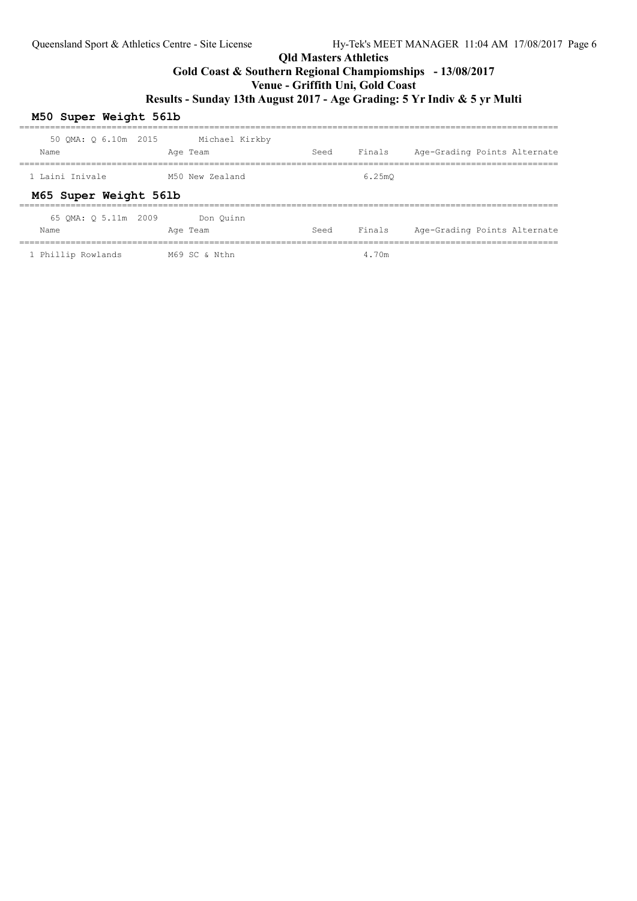**Qld Masters Athletics**

**Gold Coast & Southern Regional Champiomships - 13/08/2017**

**Venue - Griffith Uni, Gold Coast**

**Results - Sunday 13th August 2017 - Age Grading: 5 Yr Indiv & 5 yr Multi**

## M50 Super Weight 56lb

50 QMA: Q 6.10m 2015 Michael Kirkby

| Name | Age | Team | Seed | Finals | Age-Grading | Points | Alternate |
|---|---|---|---|---|---|---|---|
| 1 Laini Inivale | M50 | New Zealand | | 6.25mQ | | | |

## M65 Super Weight 56lb

65 QMA: Q 5.11m 2009 Don Quinn

| Name | Age | Team | Seed | Finals | Age-Grading | Points | Alternate |
|---|---|---|---|---|---|---|---|
| 1 Phillip Rowlands | M69 | SC & Nthn | | 4.70m | | | |